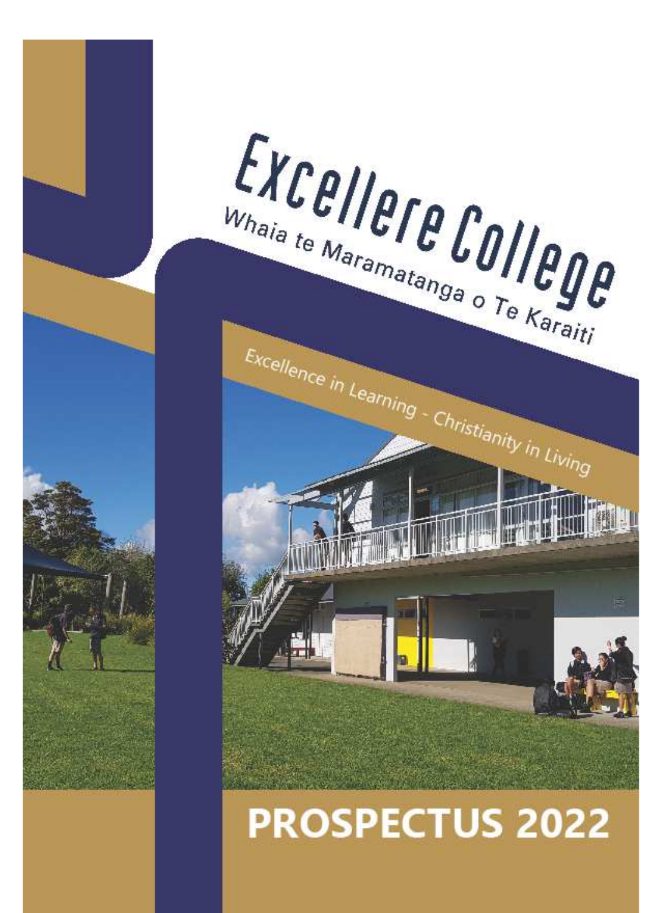# Excellere College

Whaia te Maramatanga o Te Karaiti

Excellence in Learning - Christianity in Living

# PROSPECTUS 2022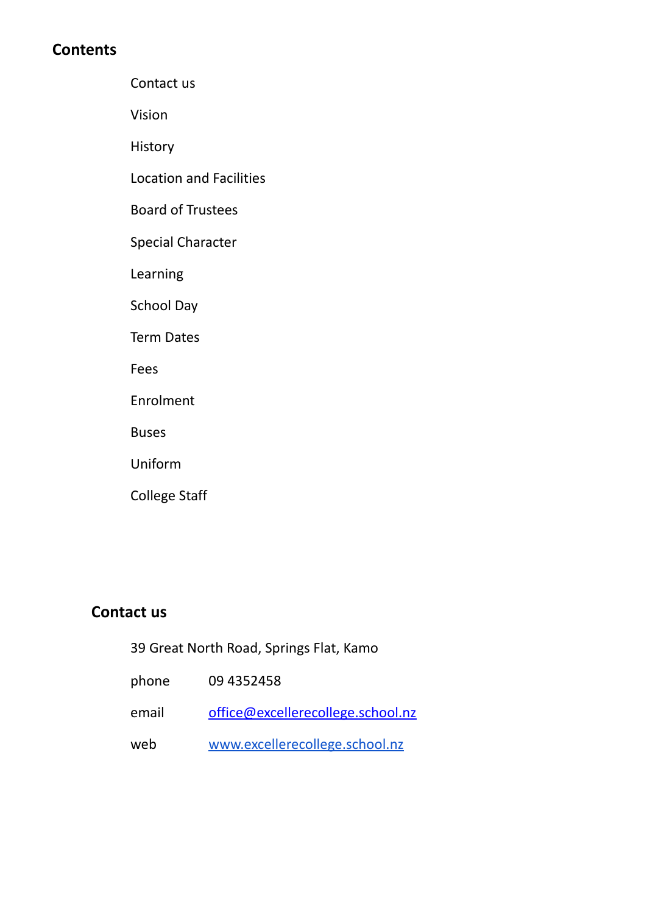## Contents

- Contact us
- Vision
- History
- Location and Facilities
- Board of Trustees
- Special Character
- Learning
- School Day
- Term Dates
- Fees
- Enrolment
- Buses
- Uniform
- College Staff

## Contact us

39 Great North Road, Springs Flat, Kamo

| | |
|---|---|
| phone | 09 4352458 |
| email | office@excellerecollege.school.nz |
| web | www.excellerecollege.school.nz |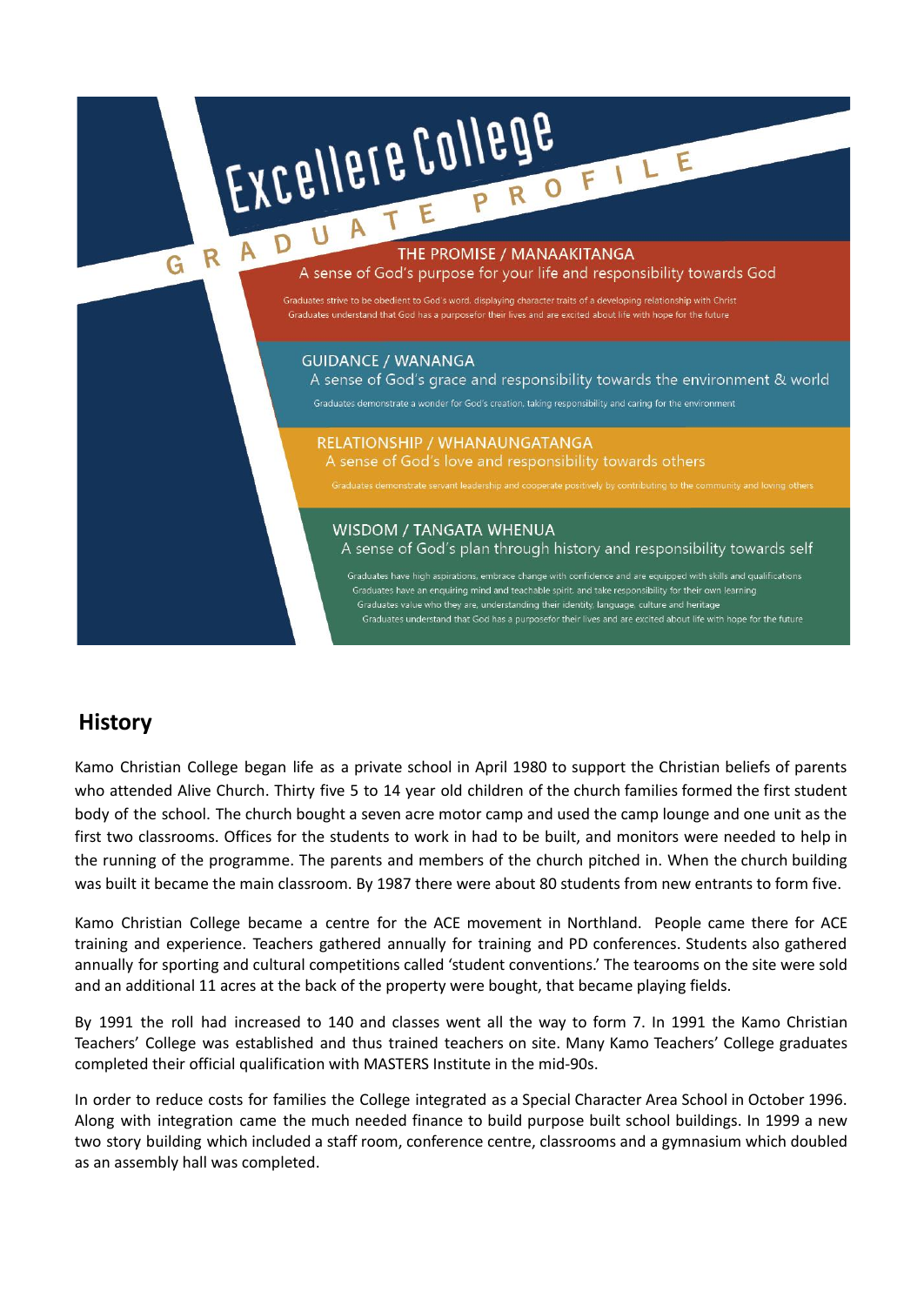# Excellere College

## GRADUATE PROFILE

### THE PROMISE / MANAAKITANGA

A sense of God's purpose for your life and responsibility towards God

Graduates strive to be obedient to God's word, displaying character traits of a developing relationship with Christ
Graduates understand that God has a purposefor their lives and are excited about life with hope for the future

### GUIDANCE / WANANGA

A sense of God's grace and responsibility towards the environment & world

Graduates demonstrate a wonder for God's creation, taking responsibility and caring for the environment

### RELATIONSHIP / WHANAUNGATANGA

A sense of God's love and responsibility towards others

Graduates demonstrate servant leadership and cooperate positively by contributing to the community and loving others

### WISDOM / TANGATA WHENUA

A sense of God's plan through history and responsibility towards self

Graduates have high aspirations, embrace change with confidence and are equipped with skills and qualifications
Graduates have an enquiring mind and teachable spirit, and take responsibility for their own learning
Graduates value who they are, understanding their identity, language, culture and heritage
Graduates understand that God has a purposefor their lives and are excited about life with hope for the future

## History

Kamo Christian College began life as a private school in April 1980 to support the Christian beliefs of parents who attended Alive Church. Thirty five 5 to 14 year old children of the church families formed the first student body of the school. The church bought a seven acre motor camp and used the camp lounge and one unit as the first two classrooms. Offices for the students to work in had to be built, and monitors were needed to help in the running of the programme. The parents and members of the church pitched in. When the church building was built it became the main classroom. By 1987 there were about 80 students from new entrants to form five.

Kamo Christian College became a centre for the ACE movement in Northland. People came there for ACE training and experience. Teachers gathered annually for training and PD conferences. Students also gathered annually for sporting and cultural competitions called 'student conventions.' The tearooms on the site were sold and an additional 11 acres at the back of the property were bought, that became playing fields.

By 1991 the roll had increased to 140 and classes went all the way to form 7. In 1991 the Kamo Christian Teachers' College was established and thus trained teachers on site. Many Kamo Teachers' College graduates completed their official qualification with MASTERS Institute in the mid-90s.

In order to reduce costs for families the College integrated as a Special Character Area School in October 1996. Along with integration came the much needed finance to build purpose built school buildings. In 1999 a new two story building which included a staff room, conference centre, classrooms and a gymnasium which doubled as an assembly hall was completed.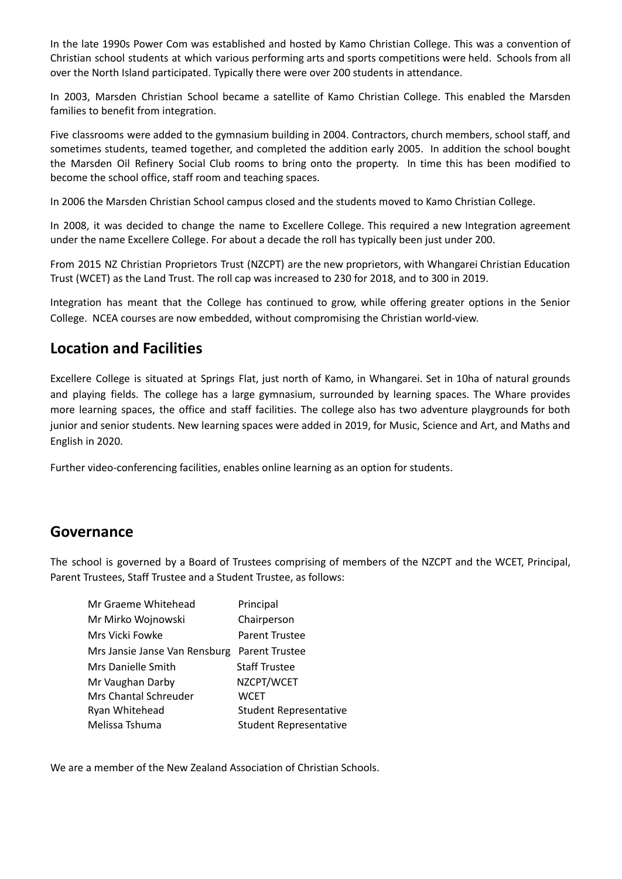In the late 1990s Power Com was established and hosted by Kamo Christian College. This was a convention of Christian school students at which various performing arts and sports competitions were held. Schools from all over the North Island participated. Typically there were over 200 students in attendance.

In 2003, Marsden Christian School became a satellite of Kamo Christian College. This enabled the Marsden families to benefit from integration.

Five classrooms were added to the gymnasium building in 2004. Contractors, church members, school staff, and sometimes students, teamed together, and completed the addition early 2005. In addition the school bought the Marsden Oil Refinery Social Club rooms to bring onto the property. In time this has been modified to become the school office, staff room and teaching spaces.

In 2006 the Marsden Christian School campus closed and the students moved to Kamo Christian College.

In 2008, it was decided to change the name to Excellere College. This required a new Integration agreement under the name Excellere College. For about a decade the roll has typically been just under 200.

From 2015 NZ Christian Proprietors Trust (NZCPT) are the new proprietors, with Whangarei Christian Education Trust (WCET) as the Land Trust. The roll cap was increased to 230 for 2018, and to 300 in 2019.

Integration has meant that the College has continued to grow, while offering greater options in the Senior College. NCEA courses are now embedded, without compromising the Christian world-view.

## Location and Facilities

Excellere College is situated at Springs Flat, just north of Kamo, in Whangarei. Set in 10ha of natural grounds and playing fields. The college has a large gymnasium, surrounded by learning spaces. The Whare provides more learning spaces, the office and staff facilities. The college also has two adventure playgrounds for both junior and senior students. New learning spaces were added in 2019, for Music, Science and Art, and Maths and English in 2020.

Further video-conferencing facilities, enables online learning as an option for students.

## Governance

The school is governed by a Board of Trustees comprising of members of the NZCPT and the WCET, Principal, Parent Trustees, Staff Trustee and a Student Trustee, as follows:

| | |
|---|---|
| Mr Graeme Whitehead | Principal |
| Mr Mirko Wojnowski | Chairperson |
| Mrs Vicki Fowke | Parent Trustee |
| Mrs Jansie Janse Van Rensburg | Parent Trustee |
| Mrs Danielle Smith | Staff Trustee |
| Mr Vaughan Darby | NZCPT/WCET |
| Mrs Chantal Schreuder | WCET |
| Ryan Whitehead | Student Representative |
| Melissa Tshuma | Student Representative |

We are a member of the New Zealand Association of Christian Schools.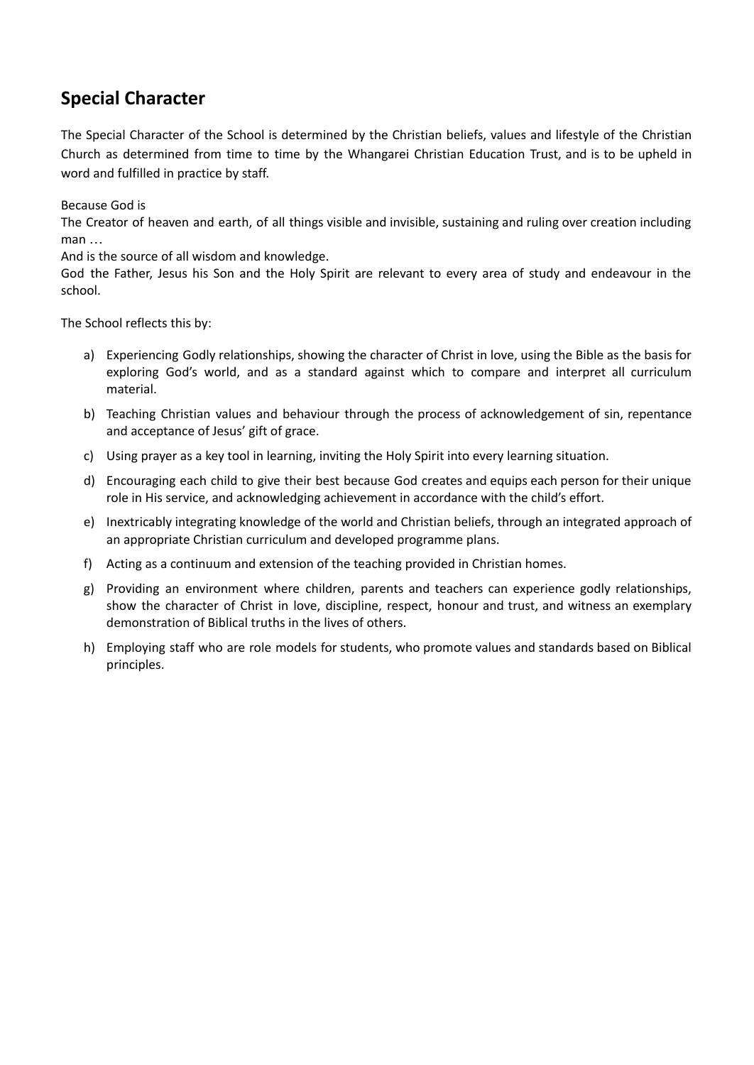## Special Character

The Special Character of the School is determined by the Christian beliefs, values and lifestyle of the Christian Church as determined from time to time by the Whangarei Christian Education Trust, and is to be upheld in word and fulfilled in practice by staff.

Because God is
The Creator of heaven and earth, of all things visible and invisible, sustaining and ruling over creation including man …
And is the source of all wisdom and knowledge.
God the Father, Jesus his Son and the Holy Spirit are relevant to every area of study and endeavour in the school.

The School reflects this by:

a) Experiencing Godly relationships, showing the character of Christ in love, using the Bible as the basis for exploring God's world, and as a standard against which to compare and interpret all curriculum material.

b) Teaching Christian values and behaviour through the process of acknowledgement of sin, repentance and acceptance of Jesus' gift of grace.

c) Using prayer as a key tool in learning, inviting the Holy Spirit into every learning situation.

d) Encouraging each child to give their best because God creates and equips each person for their unique role in His service, and acknowledging achievement in accordance with the child's effort.

e) Inextricably integrating knowledge of the world and Christian beliefs, through an integrated approach of an appropriate Christian curriculum and developed programme plans.

f) Acting as a continuum and extension of the teaching provided in Christian homes.

g) Providing an environment where children, parents and teachers can experience godly relationships, show the character of Christ in love, discipline, respect, honour and trust, and witness an exemplary demonstration of Biblical truths in the lives of others.

h) Employing staff who are role models for students, who promote values and standards based on Biblical principles.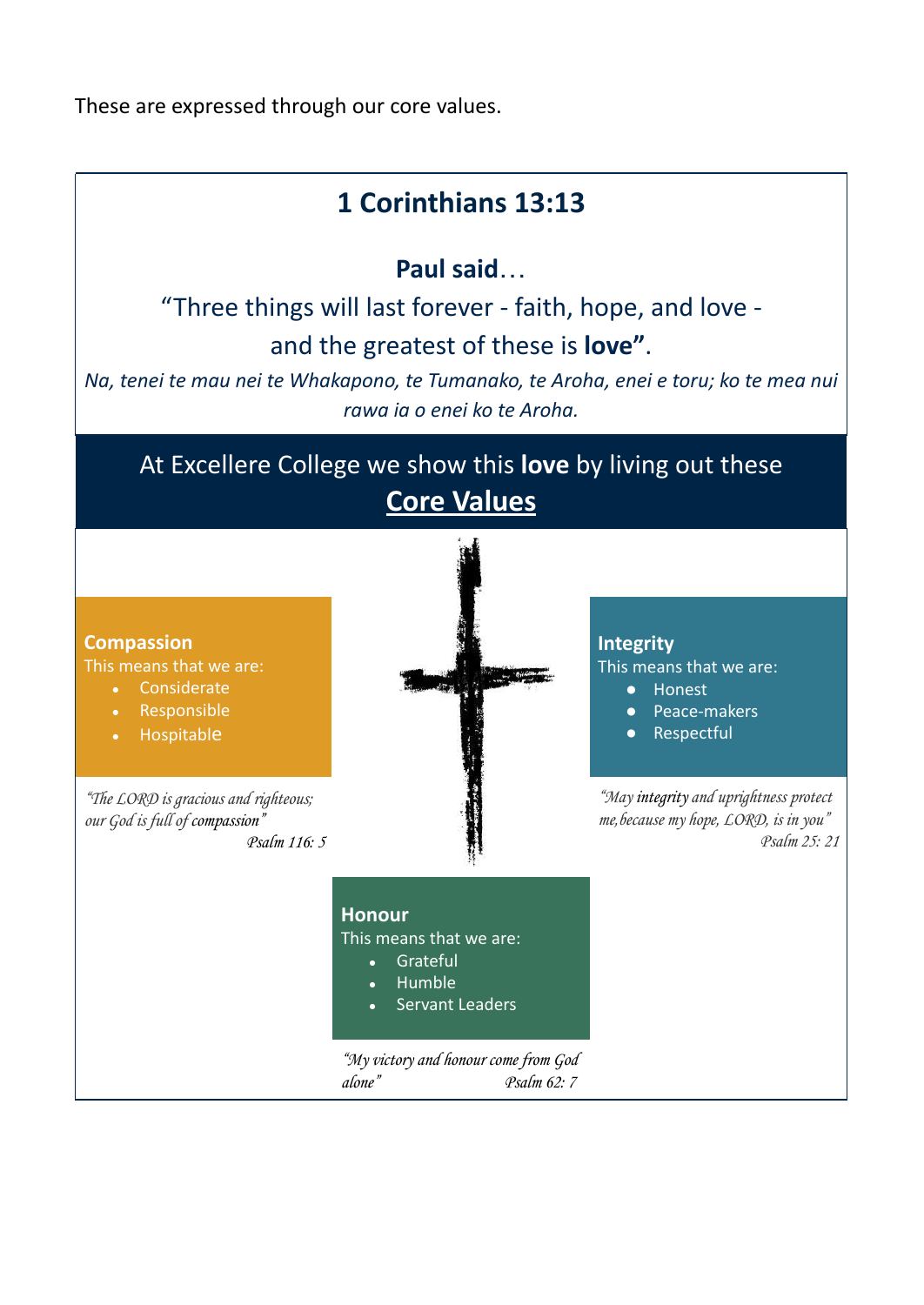These are expressed through our core values.

## 1 Corinthians 13:13

**Paul said**…

"Three things will last forever - faith, hope, and love - and the greatest of these is **love"**.

*Na, tenei te mau nei te Whakapono, te Tumanako, te Aroha, enei e toru; ko te mea nui rawa ia o enei ko te Aroha.*

At Excellere College we show this **love** by living out these **Core Values**

**Compassion**
This means that we are:

- Considerate
- Responsible
- Hospitable

*"The LORD is gracious and righteous; our God is full of **compassion**"*
*Psalm 116: 5*

**Integrity**
This means that we are:

- Honest
- Peace-makers
- Respectful

*"May **integrity** and uprightness protect me, because my hope, LORD, is in you"*
*Psalm 25: 21*

**Honour**
This means that we are:

- Grateful
- Humble
- Servant Leaders

*"My victory and honour come from God alone"* *Psalm 62: 7*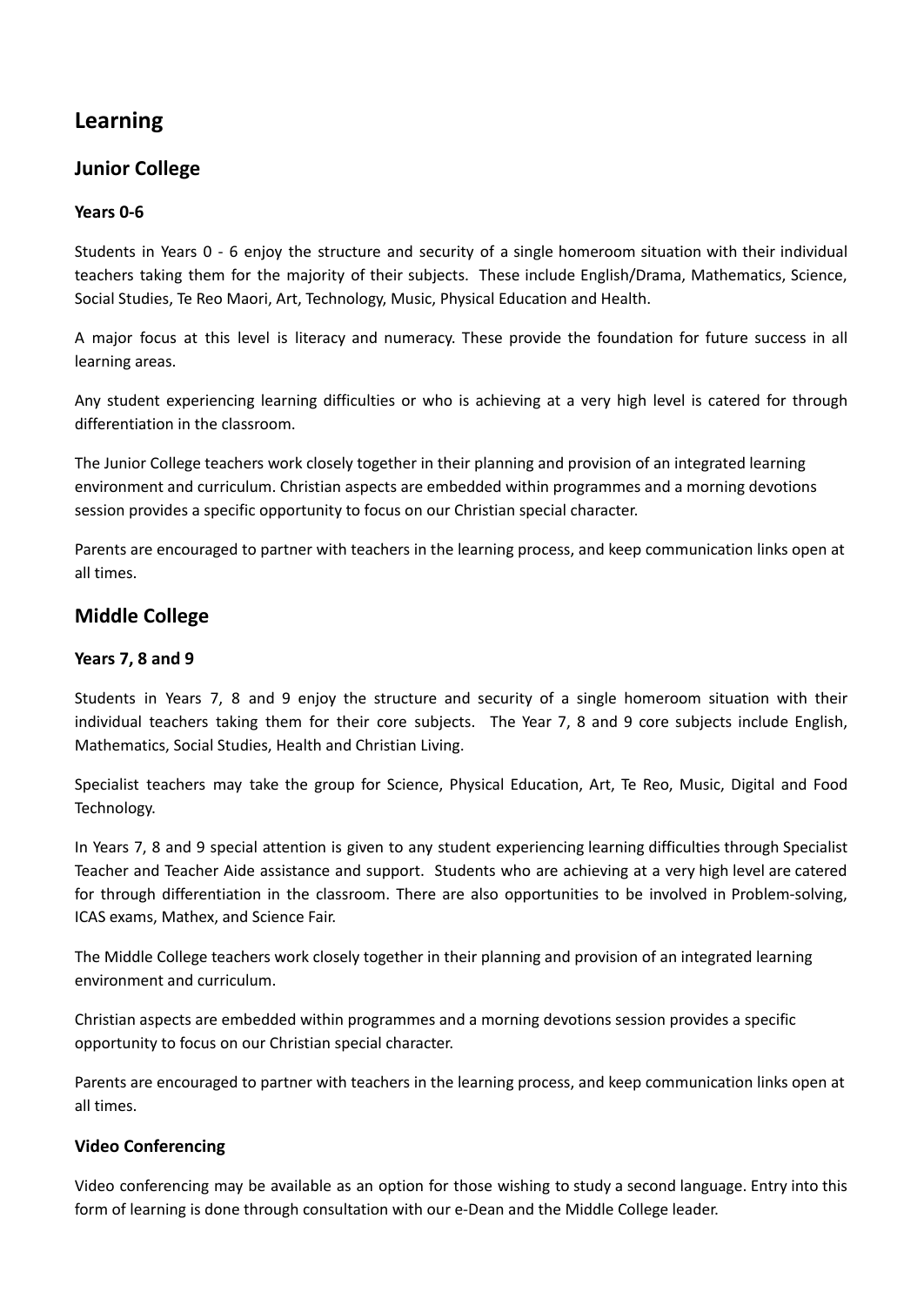# Learning

## Junior College

### Years 0-6

Students in Years 0 - 6 enjoy the structure and security of a single homeroom situation with their individual teachers taking them for the majority of their subjects. These include English/Drama, Mathematics, Science, Social Studies, Te Reo Maori, Art, Technology, Music, Physical Education and Health.

A major focus at this level is literacy and numeracy. These provide the foundation for future success in all learning areas.

Any student experiencing learning difficulties or who is achieving at a very high level is catered for through differentiation in the classroom.

The Junior College teachers work closely together in their planning and provision of an integrated learning environment and curriculum. Christian aspects are embedded within programmes and a morning devotions session provides a specific opportunity to focus on our Christian special character.

Parents are encouraged to partner with teachers in the learning process, and keep communication links open at all times.

## Middle College

### Years 7, 8 and 9

Students in Years 7, 8 and 9 enjoy the structure and security of a single homeroom situation with their individual teachers taking them for their core subjects. The Year 7, 8 and 9 core subjects include English, Mathematics, Social Studies, Health and Christian Living.

Specialist teachers may take the group for Science, Physical Education, Art, Te Reo, Music, Digital and Food Technology.

In Years 7, 8 and 9 special attention is given to any student experiencing learning difficulties through Specialist Teacher and Teacher Aide assistance and support. Students who are achieving at a very high level are catered for through differentiation in the classroom. There are also opportunities to be involved in Problem-solving, ICAS exams, Mathex, and Science Fair.

The Middle College teachers work closely together in their planning and provision of an integrated learning environment and curriculum.

Christian aspects are embedded within programmes and a morning devotions session provides a specific opportunity to focus on our Christian special character.

Parents are encouraged to partner with teachers in the learning process, and keep communication links open at all times.

### Video Conferencing

Video conferencing may be available as an option for those wishing to study a second language. Entry into this form of learning is done through consultation with our e-Dean and the Middle College leader.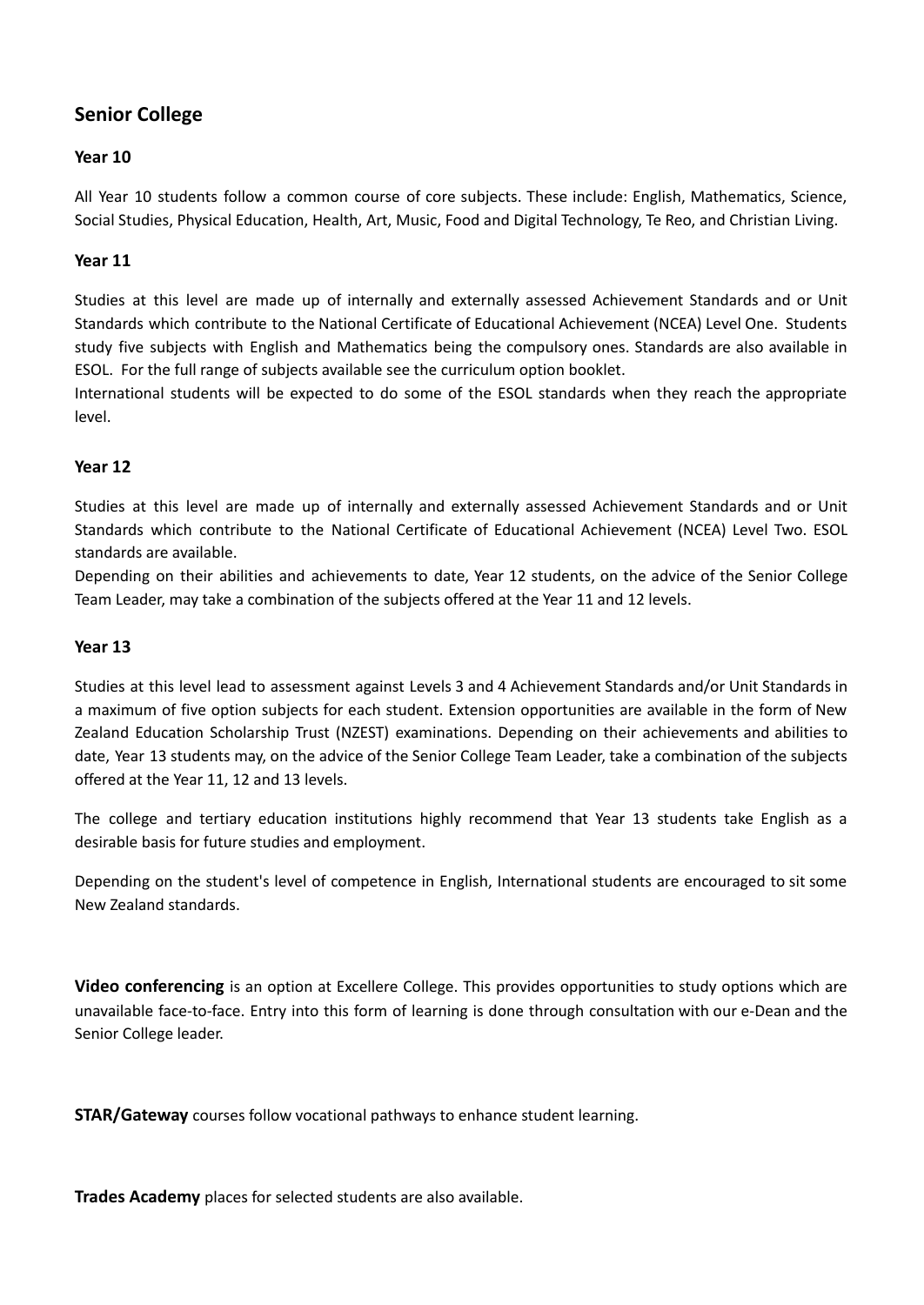## Senior College

### Year 10

All Year 10 students follow a common course of core subjects. These include: English, Mathematics, Science, Social Studies, Physical Education, Health, Art, Music, Food and Digital Technology, Te Reo, and Christian Living.

### Year 11

Studies at this level are made up of internally and externally assessed Achievement Standards and or Unit Standards which contribute to the National Certificate of Educational Achievement (NCEA) Level One. Students study five subjects with English and Mathematics being the compulsory ones. Standards are also available in ESOL. For the full range of subjects available see the curriculum option booklet.

International students will be expected to do some of the ESOL standards when they reach the appropriate level.

### Year 12

Studies at this level are made up of internally and externally assessed Achievement Standards and or Unit Standards which contribute to the National Certificate of Educational Achievement (NCEA) Level Two. ESOL standards are available.

Depending on their abilities and achievements to date, Year 12 students, on the advice of the Senior College Team Leader, may take a combination of the subjects offered at the Year 11 and 12 levels.

### Year 13

Studies at this level lead to assessment against Levels 3 and 4 Achievement Standards and/or Unit Standards in a maximum of five option subjects for each student. Extension opportunities are available in the form of New Zealand Education Scholarship Trust (NZEST) examinations. Depending on their achievements and abilities to date, Year 13 students may, on the advice of the Senior College Team Leader, take a combination of the subjects offered at the Year 11, 12 and 13 levels.

The college and tertiary education institutions highly recommend that Year 13 students take English as a desirable basis for future studies and employment.

Depending on the student's level of competence in English, International students are encouraged to sit some New Zealand standards.

**Video conferencing** is an option at Excellere College. This provides opportunities to study options which are unavailable face-to-face. Entry into this form of learning is done through consultation with our e-Dean and the Senior College leader.

**STAR/Gateway** courses follow vocational pathways to enhance student learning.

**Trades Academy** places for selected students are also available.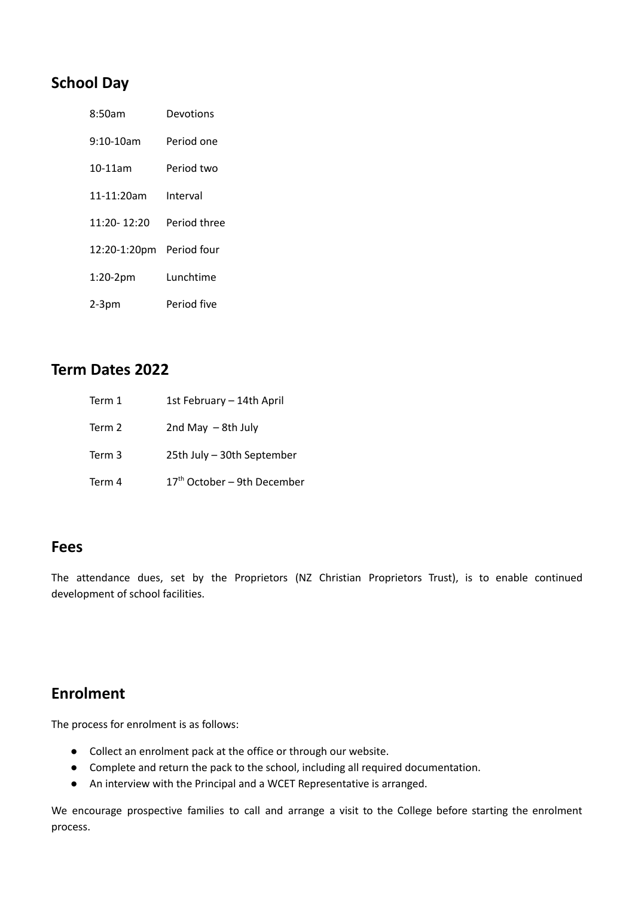## School Day

| | |
|---|---|
| 8:50am | Devotions |
| 9:10-10am | Period one |
| 10-11am | Period two |
| 11-11:20am | Interval |
| 11:20- 12:20 | Period three |
| 12:20-1:20pm | Period four |
| 1:20-2pm | Lunchtime |
| 2-3pm | Period five |

## Term Dates 2022

| | |
|---|---|
| Term 1 | 1st February – 14th April |
| Term 2 | 2nd May – 8th July |
| Term 3 | 25th July – 30th September |
| Term 4 | 17th October – 9th December |

## Fees

The attendance dues, set by the Proprietors (NZ Christian Proprietors Trust), is to enable continued development of school facilities.

## Enrolment

The process for enrolment is as follows:

- Collect an enrolment pack at the office or through our website.
- Complete and return the pack to the school, including all required documentation.
- An interview with the Principal and a WCET Representative is arranged.

We encourage prospective families to call and arrange a visit to the College before starting the enrolment process.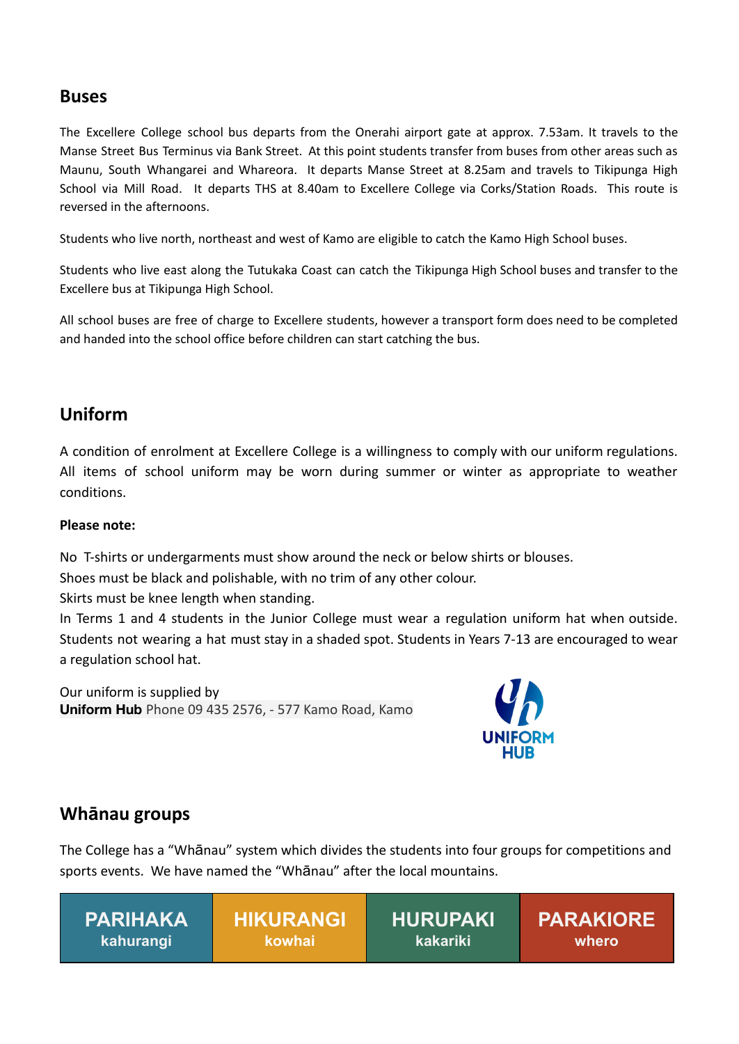## Buses

The Excellere College school bus departs from the Onerahi airport gate at approx. 7.53am. It travels to the Manse Street Bus Terminus via Bank Street. At this point students transfer from buses from other areas such as Maunu, South Whangarei and Whareora. It departs Manse Street at 8.25am and travels to Tikipunga High School via Mill Road. It departs THS at 8.40am to Excellere College via Corks/Station Roads. This route is reversed in the afternoons.

Students who live north, northeast and west of Kamo are eligible to catch the Kamo High School buses.

Students who live east along the Tutukaka Coast can catch the Tikipunga High School buses and transfer to the Excellere bus at Tikipunga High School.

All school buses are free of charge to Excellere students, however a transport form does need to be completed and handed into the school office before children can start catching the bus.

## Uniform

A condition of enrolment at Excellere College is a willingness to comply with our uniform regulations. All items of school uniform may be worn during summer or winter as appropriate to weather conditions.

**Please note:**

No T-shirts or undergarments must show around the neck or below shirts or blouses.
Shoes must be black and polishable, with no trim of any other colour.
Skirts must be knee length when standing.
In Terms 1 and 4 students in the Junior College must wear a regulation uniform hat when outside. Students not wearing a hat must stay in a shaded spot. Students in Years 7-13 are encouraged to wear a regulation school hat.

Our uniform is supplied by
**Uniform Hub** Phone 09 435 2576, - 577 Kamo Road, Kamo

UNIFORM HUB

## Whānau groups

The College has a "Whānau" system which divides the students into four groups for competitions and sports events. We have named the "Whānau" after the local mountains.

| PARIHAKA | HIKURANGI | HURUPAKI | PARAKIORE |
|---|---|---|---|
| kahurangi | kowhai | kakariki | whero |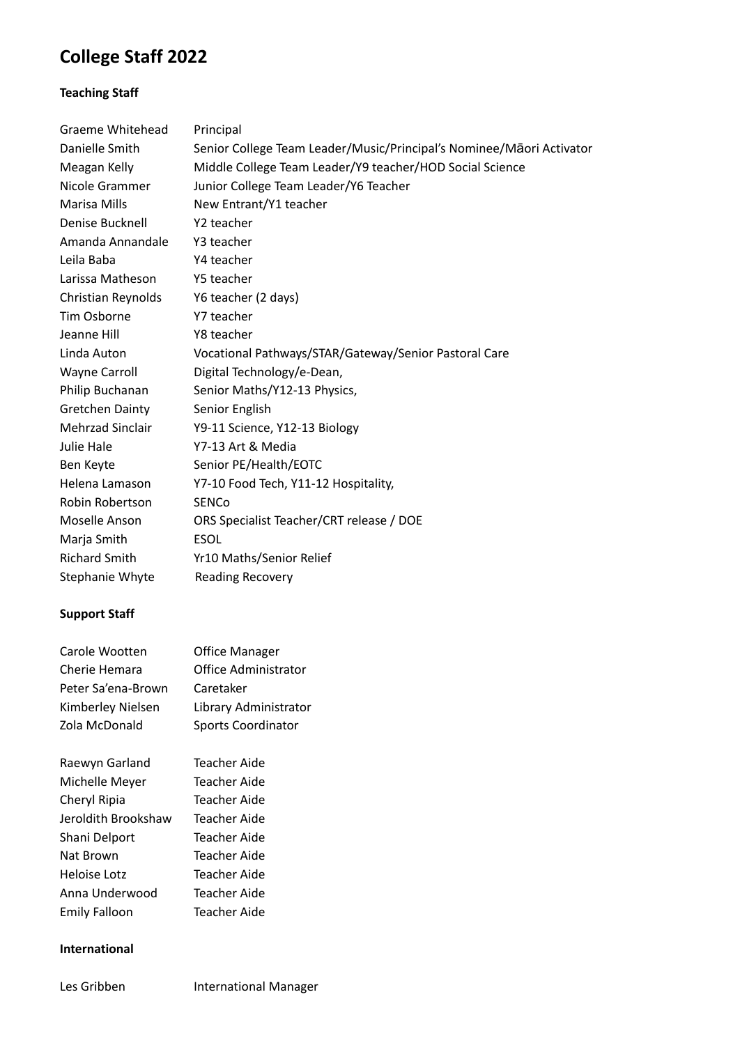# College Staff 2022

**Teaching Staff**

| | |
|---|---|
| Graeme Whitehead | Principal |
| Danielle Smith | Senior College Team Leader/Music/Principal's Nominee/Māori Activator |
| Meagan Kelly | Middle College Team Leader/Y9 teacher/HOD Social Science |
| Nicole Grammer | Junior College Team Leader/Y6 Teacher |
| Marisa Mills | New Entrant/Y1 teacher |
| Denise Bucknell | Y2 teacher |
| Amanda Annandale | Y3 teacher |
| Leila Baba | Y4 teacher |
| Larissa Matheson | Y5 teacher |
| Christian Reynolds | Y6 teacher (2 days) |
| Tim Osborne | Y7 teacher |
| Jeanne Hill | Y8 teacher |
| Linda Auton | Vocational Pathways/STAR/Gateway/Senior Pastoral Care |
| Wayne Carroll | Digital Technology/e-Dean, |
| Philip Buchanan | Senior Maths/Y12-13 Physics, |
| Gretchen Dainty | Senior English |
| Mehrzad Sinclair | Y9-11 Science, Y12-13 Biology |
| Julie Hale | Y7-13 Art & Media |
| Ben Keyte | Senior PE/Health/EOTC |
| Helena Lamason | Y7-10 Food Tech, Y11-12 Hospitality, |
| Robin Robertson | SENCo |
| Moselle Anson | ORS Specialist Teacher/CRT release / DOE |
| Marja Smith | ESOL |
| Richard Smith | Yr10 Maths/Senior Relief |
| Stephanie Whyte | Reading Recovery |

**Support Staff**

| | |
|---|---|
| Carole Wootten | Office Manager |
| Cherie Hemara | Office Administrator |
| Peter Sa'ena-Brown | Caretaker |
| Kimberley Nielsen | Library Administrator |
| Zola McDonald | Sports Coordinator |
| Raewyn Garland | Teacher Aide |
| Michelle Meyer | Teacher Aide |
| Cheryl Ripia | Teacher Aide |
| Jeroldith Brookshaw | Teacher Aide |
| Shani Delport | Teacher Aide |
| Nat Brown | Teacher Aide |
| Heloise Lotz | Teacher Aide |
| Anna Underwood | Teacher Aide |
| Emily Falloon | Teacher Aide |

**International**

| | |
|---|---|
| Les Gribben | International Manager |